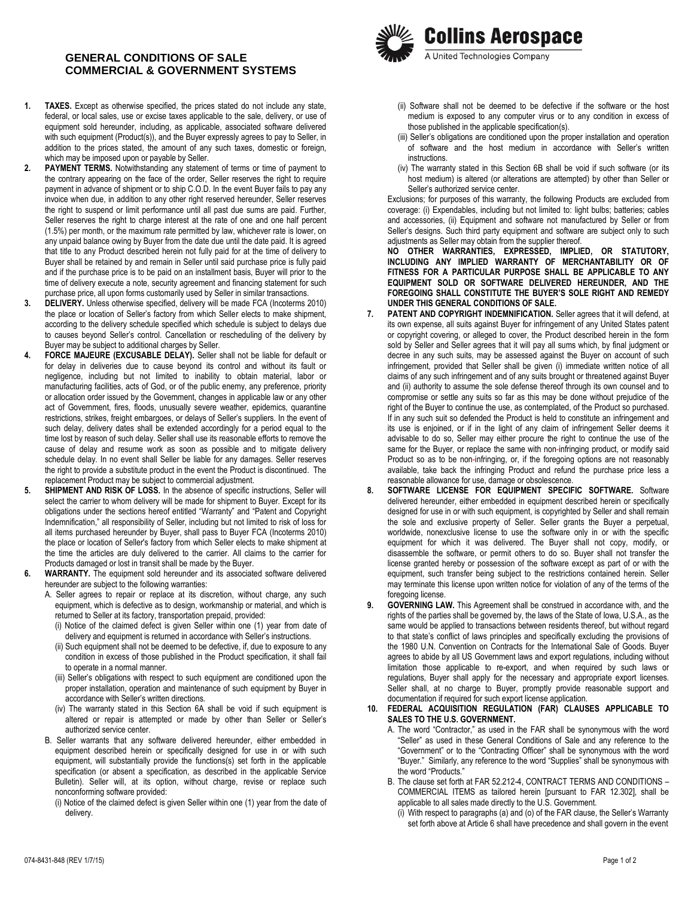Collins Aerospace
A United Technologies Company

# GENERAL CONDITIONS OF SALE COMMERCIAL & GOVERNMENT SYSTEMS

1. **TAXES.** Except as otherwise specified, the prices stated do not include any state, federal, or local sales, use or excise taxes applicable to the sale, delivery, or use of equipment sold hereunder, including, as applicable, associated software delivered with such equipment (Product(s)), and the Buyer expressly agrees to pay to Seller, in addition to the prices stated, the amount of any such taxes, domestic or foreign, which may be imposed upon or payable by Seller.

2. **PAYMENT TERMS.** Notwithstanding any statement of terms or time of payment to the contrary appearing on the face of the order, Seller reserves the right to require payment in advance of shipment or to ship C.O.D. In the event Buyer fails to pay any invoice when due, in addition to any other right reserved hereunder, Seller reserves the right to suspend or limit performance until all past due sums are paid. Further, Seller reserves the right to charge interest at the rate of one and one half percent (1.5%) per month, or the maximum rate permitted by law, whichever rate is lower, on any unpaid balance owing by Buyer from the date due until the date paid. It is agreed that title to any Product described herein not fully paid for at the time of delivery to Buyer shall be retained by and remain in Seller until said purchase price is fully paid and if the purchase price is to be paid on an installment basis, Buyer will prior to the time of delivery execute a note, security agreement and financing statement for such purchase price, all upon forms customarily used by Seller in similar transactions.

3. **DELIVERY.** Unless otherwise specified, delivery will be made FCA (Incoterms 2010) the place or location of Seller's factory from which Seller elects to make shipment, according to the delivery schedule specified which schedule is subject to delays due to causes beyond Seller's control. Cancellation or rescheduling of the delivery by Buyer may be subject to additional charges by Seller.

4. **FORCE MAJEURE (EXCUSABLE DELAY).** Seller shall not be liable for default or for delay in deliveries due to cause beyond its control and without its fault or negligence, including but not limited to inability to obtain material, labor or manufacturing facilities, acts of God, or of the public enemy, any preference, priority or allocation order issued by the Government, changes in applicable law or any other act of Government, fires, floods, unusually severe weather, epidemics, quarantine restrictions, strikes, freight embargoes, or delays of Seller's suppliers. In the event of such delay, delivery dates shall be extended accordingly for a period equal to the time lost by reason of such delay. Seller shall use its reasonable efforts to remove the cause of delay and resume work as soon as possible and to mitigate delivery schedule delay. In no event shall Seller be liable for any damages. Seller reserves the right to provide a substitute product in the event the Product is discontinued. The replacement Product may be subject to commercial adjustment.

5. **SHIPMENT AND RISK OF LOSS.** In the absence of specific instructions, Seller will select the carrier to whom delivery will be made for shipment to Buyer. Except for its obligations under the sections hereof entitled "Warranty" and "Patent and Copyright Indemnification," all responsibility of Seller, including but not limited to risk of loss for all items purchased hereunder by Buyer, shall pass to Buyer FCA (Incoterms 2010) the place or location of Seller's factory from which Seller elects to make shipment at the time the articles are duly delivered to the carrier. All claims to the carrier for Products damaged or lost in transit shall be made by the Buyer.

6. **WARRANTY.** The equipment sold hereunder and its associated software delivered hereunder are subject to the following warranties:
   A. Seller agrees to repair or replace at its discretion, without charge, any such equipment, which is defective as to design, workmanship or material, and which is returned to Seller at its factory, transportation prepaid, provided:
      (i) Notice of the claimed defect is given Seller within one (1) year from date of delivery and equipment is returned in accordance with Seller's instructions.
      (ii) Such equipment shall not be deemed to be defective, if, due to exposure to any condition in excess of those published in the Product specification, it shall fail to operate in a normal manner.
      (iii) Seller's obligations with respect to such equipment are conditioned upon the proper installation, operation and maintenance of such equipment by Buyer in accordance with Seller's written directions.
      (iv) The warranty stated in this Section 6A shall be void if such equipment is altered or repair is attempted or made by other than Seller or Seller's authorized service center.
   B. Seller warrants that any software delivered hereunder, either embedded in equipment described herein or specifically designed for use in or with such equipment, will substantially provide the functions(s) set forth in the applicable specification (or absent a specification, as described in the applicable Service Bulletin). Seller will, at its option, without charge, revise or replace such nonconforming software provided:
      (i) Notice of the claimed defect is given Seller within one (1) year from the date of delivery.
      (ii) Software shall not be deemed to be defective if the software or the host medium is exposed to any computer virus or to any condition in excess of those published in the applicable specification(s).
      (iii) Seller's obligations are conditioned upon the proper installation and operation of software and the host medium in accordance with Seller's written instructions.
      (iv) The warranty stated in this Section 6B shall be void if such software (or its host medium) is altered (or alterations are attempted) by other than Seller or Seller's authorized service center.

   Exclusions; for purposes of this warranty, the following Products are excluded from coverage: (i) Expendables, including but not limited to: light bulbs; batteries; cables and accessories, (ii) Equipment and software not manufactured by Seller or from Seller's designs. Such third party equipment and software are subject only to such adjustments as Seller may obtain from the supplier thereof.

   **NO OTHER WARRANTIES, EXPRESSED, IMPLIED, OR STATUTORY, INCLUDING ANY IMPLIED WARRANTY OF MERCHANTABILITY OR OF FITNESS FOR A PARTICULAR PURPOSE SHALL BE APPLICABLE TO ANY EQUIPMENT SOLD OR SOFTWARE DELIVERED HEREUNDER, AND THE FOREGOING SHALL CONSTITUTE THE BUYER'S SOLE RIGHT AND REMEDY UNDER THIS GENERAL CONDITIONS OF SALE.**

7. **PATENT AND COPYRIGHT INDEMNIFICATION.** Seller agrees that it will defend, at its own expense, all suits against Buyer for infringement of any United States patent or copyright covering, or alleged to cover, the Product described herein in the form sold by Seller and Seller agrees that it will pay all sums which, by final judgment or decree in any such suits, may be assessed against the Buyer on account of such infringement, provided that Seller shall be given (i) immediate written notice of all claims of any such infringement and of any suits brought or threatened against Buyer and (ii) authority to assume the sole defense thereof through its own counsel and to compromise or settle any suits so far as this may be done without prejudice of the right of the Buyer to continue the use, as contemplated, of the Product so purchased. If in any such suit so defended the Product is held to constitute an infringement and its use is enjoined, or if in the light of any claim of infringement Seller deems it advisable to do so, Seller may either procure the right to continue the use of the same for the Buyer, or replace the same with non-infringing product, or modify said Product so as to be non-infringing, or, if the foregoing options are not reasonably available, take back the infringing Product and refund the purchase price less a reasonable allowance for use, damage or obsolescence.

8. **SOFTWARE LICENSE FOR EQUIPMENT SPECIFIC SOFTWARE.** Software delivered hereunder, either embedded in equipment described herein or specifically designed for use in or with such equipment, is copyrighted by Seller and shall remain the sole and exclusive property of Seller. Seller grants the Buyer a perpetual, worldwide, nonexclusive license to use the software only in or with the specific equipment for which it was delivered. The Buyer shall not copy, modify, or disassemble the software, or permit others to do so. Buyer shall not transfer the license granted hereby or possession of the software except as part of or with the equipment, such transfer being subject to the restrictions contained herein. Seller may terminate this license upon written notice for violation of any of the terms of the foregoing license.

9. **GOVERNING LAW.** This Agreement shall be construed in accordance with, and the rights of the parties shall be governed by, the laws of the State of Iowa, U.S.A., as the same would be applied to transactions between residents thereof, but without regard to that state's conflict of laws principles and specifically excluding the provisions of the 1980 U.N. Convention on Contracts for the International Sale of Goods. Buyer agrees to abide by all US Government laws and export regulations, including without limitation those applicable to re-export, and when required by such laws or regulations, Buyer shall apply for the necessary and appropriate export licenses. Seller shall, at no charge to Buyer, promptly provide reasonable support and documentation if required for such export license application.

10. **FEDERAL ACQUISITION REGULATION (FAR) CLAUSES APPLICABLE TO SALES TO THE U.S. GOVERNMENT.**
    A. The word "Contractor," as used in the FAR shall be synonymous with the word "Seller" as used in these General Conditions of Sale and any reference to the "Government" or to the "Contracting Officer" shall be synonymous with the word "Buyer." Similarly, any reference to the word "Supplies" shall be synonymous with the word "Products."
    B. The clause set forth at FAR 52.212-4, CONTRACT TERMS AND CONDITIONS – COMMERCIAL ITEMS as tailored herein [pursuant to FAR 12.302], shall be applicable to all sales made directly to the U.S. Government.
       (i) With respect to paragraphs (a) and (o) of the FAR clause, the Seller's Warranty set forth above at Article 6 shall have precedence and shall govern in the event

074-8431-848 (REV 1/7/15)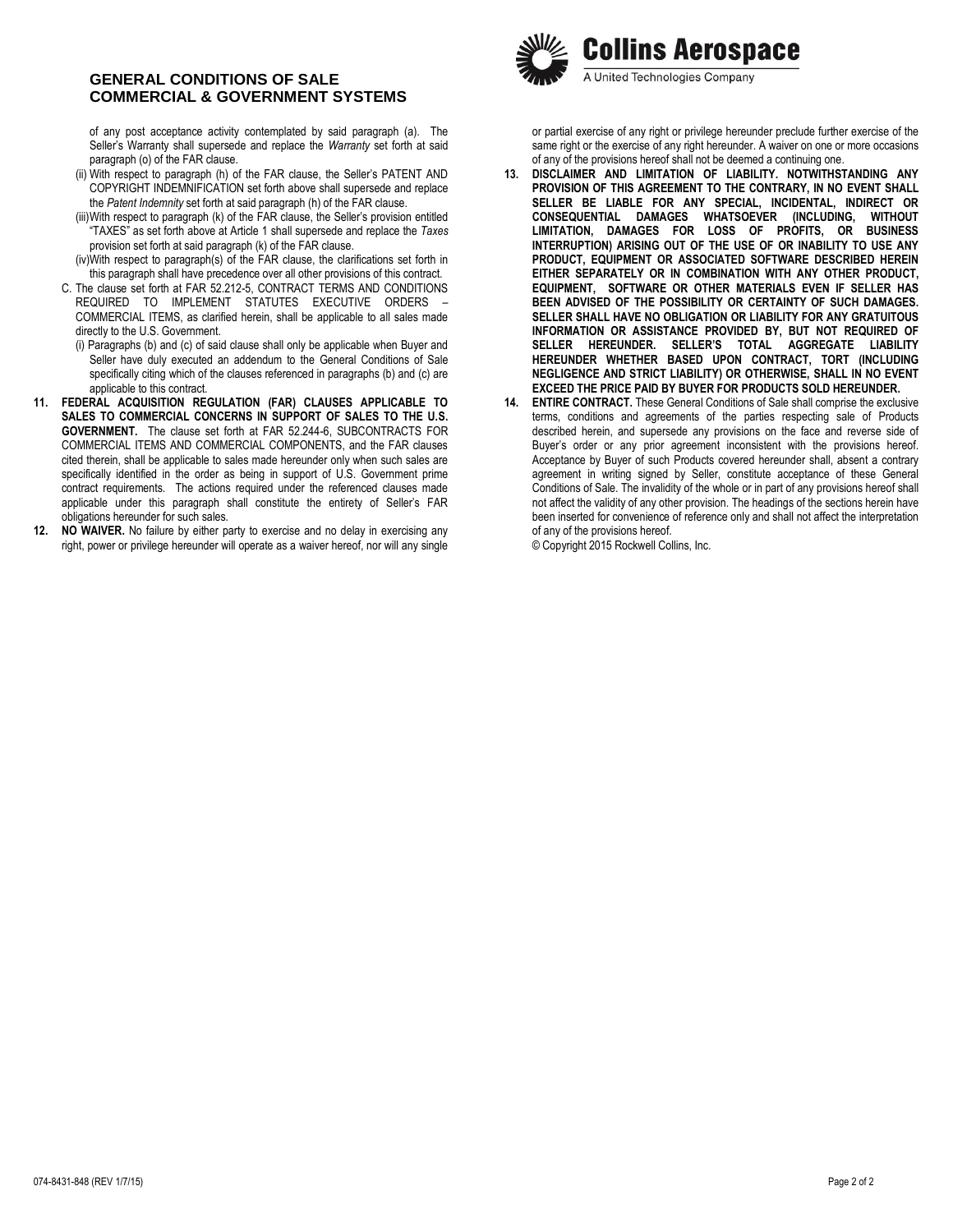of any post acceptance activity contemplated by said paragraph (a). The Seller's Warranty shall supersede and replace the *Warranty* set forth at said paragraph (o) of the FAR clause.

(ii) With respect to paragraph (h) of the FAR clause, the Seller's PATENT AND COPYRIGHT INDEMNIFICATION set forth above shall supersede and replace the *Patent Indemnity* set forth at said paragraph (h) of the FAR clause.

(iii) With respect to paragraph (k) of the FAR clause, the Seller's provision entitled "TAXES" as set forth above at Article 1 shall supersede and replace the *Taxes* provision set forth at said paragraph (k) of the FAR clause.

(iv) With respect to paragraph(s) of the FAR clause, the clarifications set forth in this paragraph shall have precedence over all other provisions of this contract.

C. The clause set forth at FAR 52.212-5, CONTRACT TERMS AND CONDITIONS REQUIRED TO IMPLEMENT STATUTES EXECUTIVE ORDERS – COMMERCIAL ITEMS, as clarified herein, shall be applicable to all sales made directly to the U.S. Government.

(i) Paragraphs (b) and (c) of said clause shall only be applicable when Buyer and Seller have duly executed an addendum to the General Conditions of Sale specifically citing which of the clauses referenced in paragraphs (b) and (c) are applicable to this contract.

**11. FEDERAL ACQUISITION REGULATION (FAR) CLAUSES APPLICABLE TO SALES TO COMMERCIAL CONCERNS IN SUPPORT OF SALES TO THE U.S. GOVERNMENT.** The clause set forth at FAR 52.244-6, SUBCONTRACTS FOR COMMERCIAL ITEMS AND COMMERCIAL COMPONENTS, and the FAR clauses cited therein, shall be applicable to sales made hereunder only when such sales are specifically identified in the order as being in support of U.S. Government prime contract requirements. The actions required under the referenced clauses made applicable under this paragraph shall constitute the entirety of Seller's FAR obligations hereunder for such sales.

**12. NO WAIVER.** No failure by either party to exercise and no delay in exercising any right, power or privilege hereunder will operate as a waiver hereof, nor will any single or partial exercise of any right or privilege hereunder preclude further exercise of the same right or the exercise of any right hereunder. A waiver on one or more occasions of any of the provisions hereof shall not be deemed a continuing one.

**13. DISCLAIMER AND LIMITATION OF LIABILITY. NOTWITHSTANDING ANY PROVISION OF THIS AGREEMENT TO THE CONTRARY, IN NO EVENT SHALL SELLER BE LIABLE FOR ANY SPECIAL, INCIDENTAL, INDIRECT OR CONSEQUENTIAL DAMAGES WHATSOEVER (INCLUDING, WITHOUT LIMITATION, DAMAGES FOR LOSS OF PROFITS, OR BUSINESS INTERRUPTION) ARISING OUT OF THE USE OF OR INABILITY TO USE ANY PRODUCT, EQUIPMENT OR ASSOCIATED SOFTWARE DESCRIBED HEREIN EITHER SEPARATELY OR IN COMBINATION WITH ANY OTHER PRODUCT, EQUIPMENT, SOFTWARE OR OTHER MATERIALS EVEN IF SELLER HAS BEEN ADVISED OF THE POSSIBILITY OR CERTAINTY OF SUCH DAMAGES. SELLER SHALL HAVE NO OBLIGATION OR LIABILITY FOR ANY GRATUITOUS INFORMATION OR ASSISTANCE PROVIDED BY, BUT NOT REQUIRED OF SELLER HEREUNDER. SELLER'S TOTAL AGGREGATE LIABILITY HEREUNDER WHETHER BASED UPON CONTRACT, TORT (INCLUDING NEGLIGENCE AND STRICT LIABILITY) OR OTHERWISE, SHALL IN NO EVENT EXCEED THE PRICE PAID BY BUYER FOR PRODUCTS SOLD HEREUNDER.**

**14. ENTIRE CONTRACT.** These General Conditions of Sale shall comprise the exclusive terms, conditions and agreements of the parties respecting sale of Products described herein, and supersede any provisions on the face and reverse side of Buyer's order or any prior agreement inconsistent with the provisions hereof. Acceptance by Buyer of such Products covered hereunder shall, absent a contrary agreement in writing signed by Seller, constitute acceptance of these General Conditions of Sale. The invalidity of the whole or in part of any provisions hereof shall not affect the validity of any other provision. The headings of the sections herein have been inserted for convenience of reference only and shall not affect the interpretation of any of the provisions hereof.

© Copyright 2015 Rockwell Collins, Inc.

074-8431-848 (REV 1/7/15)